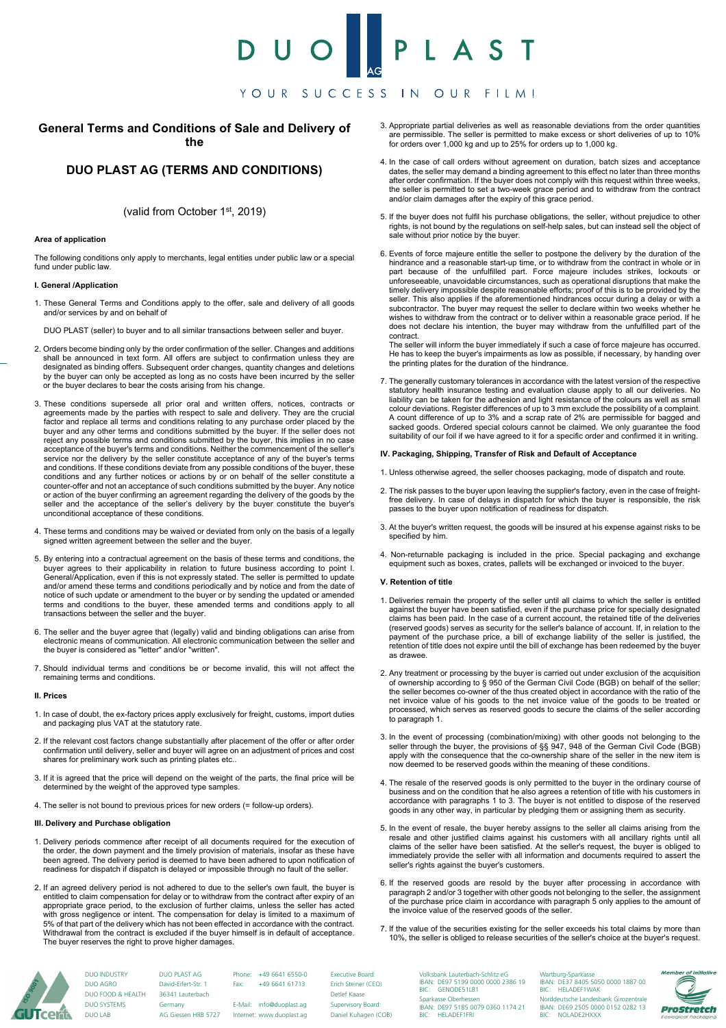# General Terms and Conditions of Sale and Delivery of the

# DUO PLAST AG (TERMS AND CONDITIONS)

(valid from October 1st, 2019)

**Area of application**

The following conditions only apply to merchants, legal entities under public law or a special fund under public law.

**I. General /Application**

1. These General Terms and Conditions apply to the offer, sale and delivery of all goods and/or services by and on behalf of

   DUO PLAST (seller) to buyer and to all similar transactions between seller and buyer.

2. Orders become binding only by the order confirmation of the seller. Changes and additions shall be announced in text form. All offers are subject to confirmation unless they are designated as binding offers. Subsequent order changes, quantity changes and deletions by the buyer can only be accepted as long as no costs have been incurred by the seller or the buyer declares to bear the costs arising from his change.

3. These conditions supersede all prior oral and written offers, notices, contracts or agreements made by the parties with respect to sale and delivery. They are the crucial factor and replace all terms and conditions relating to any purchase order placed by the buyer and any other terms and conditions submitted by the buyer. If the seller does not reject any possible terms and conditions submitted by the buyer, this implies in no case acceptance of the buyer's terms and conditions. Neither the commencement of the seller's service nor the delivery by the seller constitute acceptance of any of the buyer's terms and conditions. If these conditions deviate from any possible conditions of the buyer, these conditions and any further notices or actions by or on behalf of the seller constitute a counter-offer and not an acceptance of such conditions submitted by the buyer. Any notice or action of the buyer confirming an agreement regarding the delivery of the goods by the seller and the acceptance of the seller's delivery by the buyer constitute the buyer's unconditional acceptance of these conditions.

4. These terms and conditions may be waived or deviated from only on the basis of a legally signed written agreement between the seller and the buyer.

5. By entering into a contractual agreement on the basis of these terms and conditions, the buyer agrees to their applicability in relation to future business according to point I. General/Application, even if this is not expressly stated. The seller is permitted to update and/or amend these terms and conditions periodically and by notice and from the date of notice of such update or amendment to the buyer or by sending the updated or amended terms and conditions to the buyer, these amended terms and conditions apply to all transactions between the seller and the buyer.

6. The seller and the buyer agree that (legally) valid and binding obligations can arise from electronic means of communication. All electronic communication between the seller and the buyer is considered as "letter" and/or "written".

7. Should individual terms and conditions be or become invalid, this will not affect the remaining terms and conditions.

**II. Prices**

1. In case of doubt, the ex-factory prices apply exclusively for freight, customs, import duties and packaging plus VAT at the statutory rate.

2. If the relevant cost factors change substantially after placement of the offer or after order confirmation until delivery, seller and buyer will agree on an adjustment of prices and cost shares for preliminary work such as printing plates etc..

3. If it is agreed that the price will depend on the weight of the parts, the final price will be determined by the weight of the approved type samples.

4. The seller is not bound to previous prices for new orders (= follow-up orders).

**III. Delivery and Purchase obligation**

1. Delivery periods commence after receipt of all documents required for the execution of the order, the down payment and the timely provision of materials, insofar as these have been agreed. The delivery period is deemed to have been adhered to upon notification of readiness for dispatch if dispatch is delayed or impossible through no fault of the seller.

2. If an agreed delivery period is not adhered to due to the seller's own fault, the buyer is entitled to claim compensation for delay or to withdraw from the contract after expiry of an appropriate grace period, to the exclusion of further claims, unless the seller has acted with gross negligence or intent. The compensation for delay is limited to a maximum of 5% of that part of the delivery which has not been effected in accordance with the contract. Withdrawal from the contract is excluded if the buyer himself is in default of acceptance. The buyer reserves the right to prove higher damages.

3. Appropriate partial deliveries as well as reasonable deviations from the order quantities are permissible. The seller is permitted to make excess or short deliveries of up to 10% for orders over 1,000 kg and up to 25% for orders up to 1,000 kg.

4. In the case of call orders without agreement on duration, batch sizes and acceptance dates, the seller may demand a binding agreement to this effect no later than three months after order confirmation. If the buyer does not comply with this request within three weeks, the seller is permitted to set a two-week grace period and to withdraw from the contract and/or claim damages after the expiry of this grace period.

5. If the buyer does not fulfil his purchase obligations, the seller, without prejudice to other rights, is not bound by the regulations on self-help sales, but can instead sell the object of sale without prior notice by the buyer.

6. Events of force majeure entitle the seller to postpone the delivery by the duration of the hindrance and a reasonable start-up time, or to withdraw from the contract in whole or in part because of the unfulfilled part. Force majeure includes strikes, lockouts or unforeseeable, unavoidable circumstances, such as operational disruptions that make the timely delivery impossible despite reasonable efforts; proof of this is to be provided by the seller. This also applies if the aforementioned hindrances occur during a delay or with a subcontractor. The buyer may request the seller to declare within two weeks whether he wishes to withdraw from the contract or to deliver within a reasonable grace period. If he does not declare his intention, the buyer may withdraw from the unfulfilled part of the contract.
   The seller will inform the buyer immediately if such a case of force majeure has occurred. He has to keep the buyer's impairments as low as possible, if necessary, by handing over the printing plates for the duration of the hindrance.

7. The generally customary tolerances in accordance with the latest version of the respective statutory health insurance testing and evaluation clause apply to all our deliveries. No liability can be taken for the adhesion and light resistance of the colours as well as small colour deviations. Register differences of up to 3 mm exclude the possibility of a complaint. A count difference of up to 3% and a scrap rate of 2% are permissible for bagged and sacked goods. Ordered special colours cannot be claimed. We only guarantee the food suitability of our foil if we have agreed to it for a specific order and confirmed it in writing.

**IV. Packaging, Shipping, Transfer of Risk and Default of Acceptance**

1. Unless otherwise agreed, the seller chooses packaging, mode of dispatch and route.

2. The risk passes to the buyer upon leaving the supplier's factory, even in the case of freight-free delivery. In the case of delays in dispatch for which the buyer is responsible, the risk passes to the buyer upon notification of readiness for dispatch.

3. At the buyer's written request, the goods will be insured at his expense against risks to be specified by him.

4. Non-returnable packaging is included in the price. Special packaging and exchange equipment such as boxes, crates, pallets will be exchanged or invoiced to the buyer.

**V. Retention of title**

1. Deliveries remain the property of the seller until all claims to which the seller is entitled against the buyer have been satisfied, even if the purchase price for specially designated claims has been paid. In the case of a current account, the retained title of the deliveries (reserved goods) serves as security for the seller's balance of account. If, in relation to the payment of the purchase price, a bill of exchange liability of the seller is justified, the retention of title does not expire until the bill of exchange has been redeemed by the buyer as drawee.

2. Any treatment or processing by the buyer is carried out under exclusion of the acquisition of ownership according to § 950 of the German Civil Code (BGB) on behalf of the seller; the seller becomes co-owner of the thus created object in accordance with the ratio of the net invoice value of his goods to the net invoice value of the goods to be treated or processed, which serves as reserved goods to secure the claims of the seller according to paragraph 1.

3. In the event of processing (combination/mixing) with other goods not belonging to the seller through the buyer, the provisions of §§ 947, 948 of the German Civil Code (BGB) apply with the consequence that the co-ownership share of the seller in the new item is now deemed to be reserved goods within the meaning of these conditions.

4. The resale of the reserved goods is only permitted to the buyer in the ordinary course of business and on the condition that he also agrees a retention of title with his customers in accordance with paragraphs 1 to 3. The buyer is not entitled to dispose of the reserved goods in any other way, in particular by pledging them or assigning them as security.

5. In the event of resale, the buyer hereby assigns to the seller all claims arising from the resale and other justified claims against his customers with all ancillary rights until all claims of the seller have been satisfied. At the seller's request, the buyer is obliged to immediately provide the seller with all information and documents required to assert the seller's rights against the buyer's customers.

6. If the reserved goods are resold by the buyer after processing in accordance with paragraph 2 and/or 3 together with other goods not belonging to the seller, the assignment of the purchase price claim in accordance with paragraph 5 only applies to the amount of the invoice value of the reserved goods of the seller.

7. If the value of the securities existing for the seller exceeds his total claims by more than 10%, the seller is obliged to release securities of the seller's choice at the buyer's request.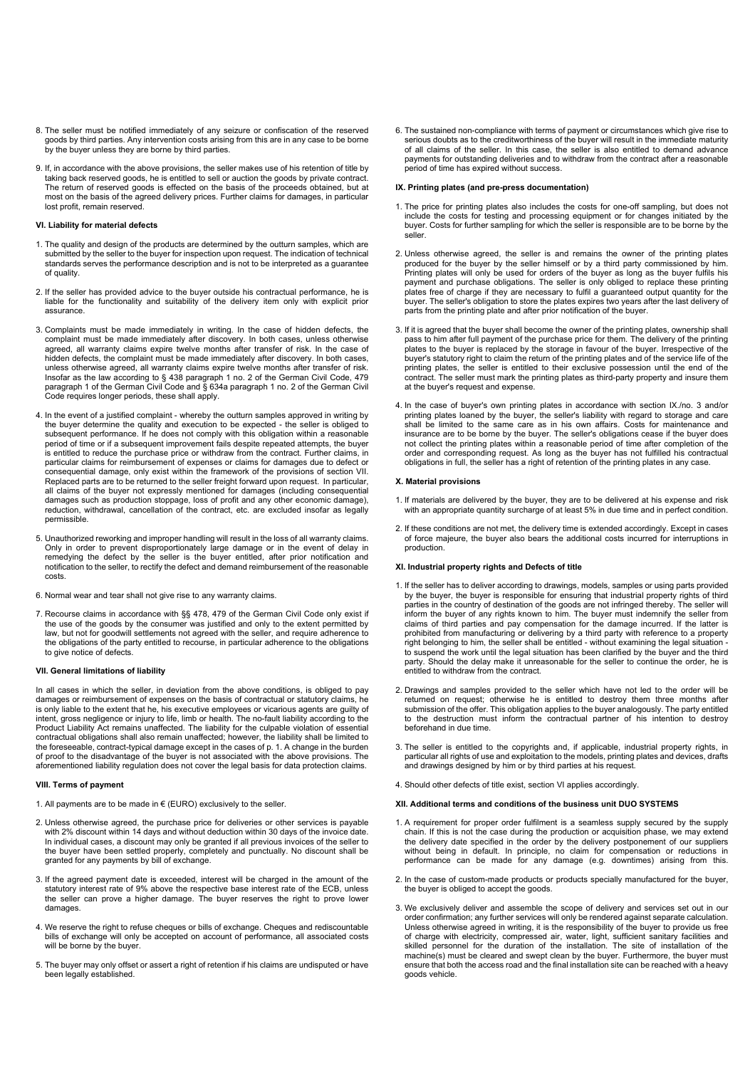8. The seller must be notified immediately of any seizure or confiscation of the reserved goods by third parties. Any intervention costs arising from this are in any case to be borne by the buyer unless they are borne by third parties.

9. If, in accordance with the above provisions, the seller makes use of his retention of title by taking back reserved goods, he is entitled to sell or auction the goods by private contract. The return of reserved goods is effected on the basis of the proceeds obtained, but at most on the basis of the agreed delivery prices. Further claims for damages, in particular lost profit, remain reserved.

### VI. Liability for material defects

1. The quality and design of the products are determined by the outturn samples, which are submitted by the seller to the buyer for inspection upon request. The indication of technical standards serves the performance description and is not to be interpreted as a guarantee of quality.

2. If the seller has provided advice to the buyer outside his contractual performance, he is liable for the functionality and suitability of the delivery item only with explicit prior assurance.

3. Complaints must be made immediately in writing. In the case of hidden defects, the complaint must be made immediately after discovery. In both cases, unless otherwise agreed, all warranty claims expire twelve months after transfer of risk. In the case of hidden defects, the complaint must be made immediately after discovery. In both cases, unless otherwise agreed, all warranty claims expire twelve months after transfer of risk. Insofar as the law according to § 438 paragraph 1 no. 2 of the German Civil Code, 479 paragraph 1 of the German Civil Code and § 634a paragraph 1 no. 2 of the German Civil Code requires longer periods, these shall apply.

4. In the event of a justified complaint - whereby the outturn samples approved in writing by the buyer determine the quality and execution to be expected - the seller is obliged to subsequent performance. If he does not comply with this obligation within a reasonable period of time or if a subsequent improvement fails despite repeated attempts, the buyer is entitled to reduce the purchase price or withdraw from the contract. Further claims, in particular claims for reimbursement of expenses or claims for damages due to defect or consequential damage, only exist within the framework of the provisions of section VII. Replaced parts are to be returned to the seller freight forward upon request. In particular, all claims of the buyer not expressly mentioned for damages (including consequential damages such as production stoppage, loss of profit and any other economic damage), reduction, withdrawal, cancellation of the contract, etc. are excluded insofar as legally permissible.

5. Unauthorized reworking and improper handling will result in the loss of all warranty claims. Only in order to prevent disproportionately large damage or in the event of delay in remedying the defect by the seller is the buyer entitled, after prior notification and notification to the seller, to rectify the defect and demand reimbursement of the reasonable costs.

6. Normal wear and tear shall not give rise to any warranty claims.

7. Recourse claims in accordance with §§ 478, 479 of the German Civil Code only exist if the use of the goods by the consumer was justified and only to the extent permitted by law, but not for goodwill settlements not agreed with the seller, and require adherence to the obligations of the party entitled to recourse, in particular adherence to the obligations to give notice of defects.

### VII. General limitations of liability

In all cases in which the seller, in deviation from the above conditions, is obliged to pay damages or reimbursement of expenses on the basis of contractual or statutory claims, he is only liable to the extent that he, his executive employees or vicarious agents are guilty of intent, gross negligence or injury to life, limb or health. The no-fault liability according to the Product Liability Act remains unaffected. The liability for the culpable violation of essential contractual obligations shall also remain unaffected; however, the liability shall be limited to the foreseeable, contract-typical damage except in the cases of p. 1. A change in the burden of proof to the disadvantage of the buyer is not associated with the above provisions. The aforementioned liability regulation does not cover the legal basis for data protection claims.

### VIII. Terms of payment

1. All payments are to be made in € (EURO) exclusively to the seller.

2. Unless otherwise agreed, the purchase price for deliveries or other services is payable with 2% discount within 14 days and without deduction within 30 days of the invoice date. In individual cases, a discount may only be granted if all previous invoices of the seller to the buyer have been settled properly, completely and punctually. No discount shall be granted for any payments by bill of exchange.

3. If the agreed payment date is exceeded, interest will be charged in the amount of the statutory interest rate of 9% above the respective base interest rate of the ECB, unless the seller can prove a higher damage. The buyer reserves the right to prove lower damages.

4. We reserve the right to refuse cheques or bills of exchange. Cheques and rediscountable bills of exchange will only be accepted on account of performance, all associated costs will be borne by the buyer.

5. The buyer may only offset or assert a right of retention if his claims are undisputed or have been legally established.

6. The sustained non-compliance with terms of payment or circumstances which give rise to serious doubts as to the creditworthiness of the buyer will result in the immediate maturity of all claims of the seller. In this case, the seller is also entitled to demand advance payments for outstanding deliveries and to withdraw from the contract after a reasonable period of time has expired without success.

### IX. Printing plates (and pre-press documentation)

1. The price for printing plates also includes the costs for one-off sampling, but does not include the costs for testing and processing equipment or for changes initiated by the buyer. Costs for further sampling for which the seller is responsible are to be borne by the seller.

2. Unless otherwise agreed, the seller is and remains the owner of the printing plates produced for the buyer by the seller himself or by a third party commissioned by him. Printing plates will only be used for orders of the buyer as long as the buyer fulfils his payment and purchase obligations. The seller is only obliged to replace these printing plates free of charge if they are necessary to fulfil a guaranteed output quantity for the buyer. The seller's obligation to store the plates expires two years after the last delivery of parts from the printing plate and after prior notification of the buyer.

3. If it is agreed that the buyer shall become the owner of the printing plates, ownership shall pass to him after full payment of the purchase price for them. The delivery of the printing plates to the buyer is replaced by the storage in favour of the buyer. Irrespective of the buyer's statutory right to claim the return of the printing plates and of the service life of the printing plates, the seller is entitled to their exclusive possession until the end of the contract. The seller must mark the printing plates as third-party property and insure them at the buyer's request and expense.

4. In the case of buyer's own printing plates in accordance with section IX./no. 3 and/or printing plates loaned by the buyer, the seller's liability with regard to storage and care shall be limited to the same care as in his own affairs. Costs for maintenance and insurance are to be borne by the buyer. The seller's obligations cease if the buyer does not collect the printing plates within a reasonable period of time after completion of the order and corresponding request. As long as the buyer has not fulfilled his contractual obligations in full, the seller has a right of retention of the printing plates in any case.

### X. Material provisions

1. If materials are delivered by the buyer, they are to be delivered at his expense and risk with an appropriate quantity surcharge of at least 5% in due time and in perfect condition.

2. If these conditions are not met, the delivery time is extended accordingly. Except in cases of force majeure, the buyer also bears the additional costs incurred for interruptions in production.

### XI. Industrial property rights and Defects of title

1. If the seller has to deliver according to drawings, models, samples or using parts provided by the buyer, the buyer is responsible for ensuring that industrial property rights of third parties in the country of destination of the goods are not infringed thereby. The seller will inform the buyer of any rights known to him. The buyer must indemnify the seller from claims of third parties and pay compensation for the damage incurred. If the latter is prohibited from manufacturing or delivering by a third party with reference to a property right belonging to him, the seller shall be entitled - without examining the legal situation - to suspend the work until the legal situation has been clarified by the buyer and the third party. Should the delay make it unreasonable for the seller to continue the order, he is entitled to withdraw from the contract.

2. Drawings and samples provided to the seller which have not led to the order will be returned on request; otherwise he is entitled to destroy them three months after submission of the offer. This obligation applies to the buyer analogously. The party entitled to the destruction must inform the contractual partner of his intention to destroy beforehand in due time.

3. The seller is entitled to the copyrights and, if applicable, industrial property rights, in particular all rights of use and exploitation to the models, printing plates and devices, drafts and drawings designed by him or by third parties at his request.

4. Should other defects of title exist, section VI applies accordingly.

### XII. Additional terms and conditions of the business unit DUO SYSTEMS

1. A requirement for proper order fulfilment is a seamless supply secured by the supply chain. If this is not the case during the production or acquisition phase, we may extend the delivery date specified in the order by the delivery postponement of our suppliers without being in default. In principle, no claim for compensation or reductions in performance can be made for any damage (e.g. downtimes) arising from this.

2. In the case of custom-made products or products specially manufactured for the buyer, the buyer is obliged to accept the goods.

3. We exclusively deliver and assemble the scope of delivery and services set out in our order confirmation; any further services will only be rendered against separate calculation. Unless otherwise agreed in writing, it is the responsibility of the buyer to provide us free of charge with electricity, compressed air, water, light, sufficient sanitary facilities and skilled personnel for the duration of the installation. The site of installation of the machine(s) must be cleared and swept clean by the buyer. Furthermore, the buyer must ensure that both the access road and the final installation site can be reached with a heavy goods vehicle.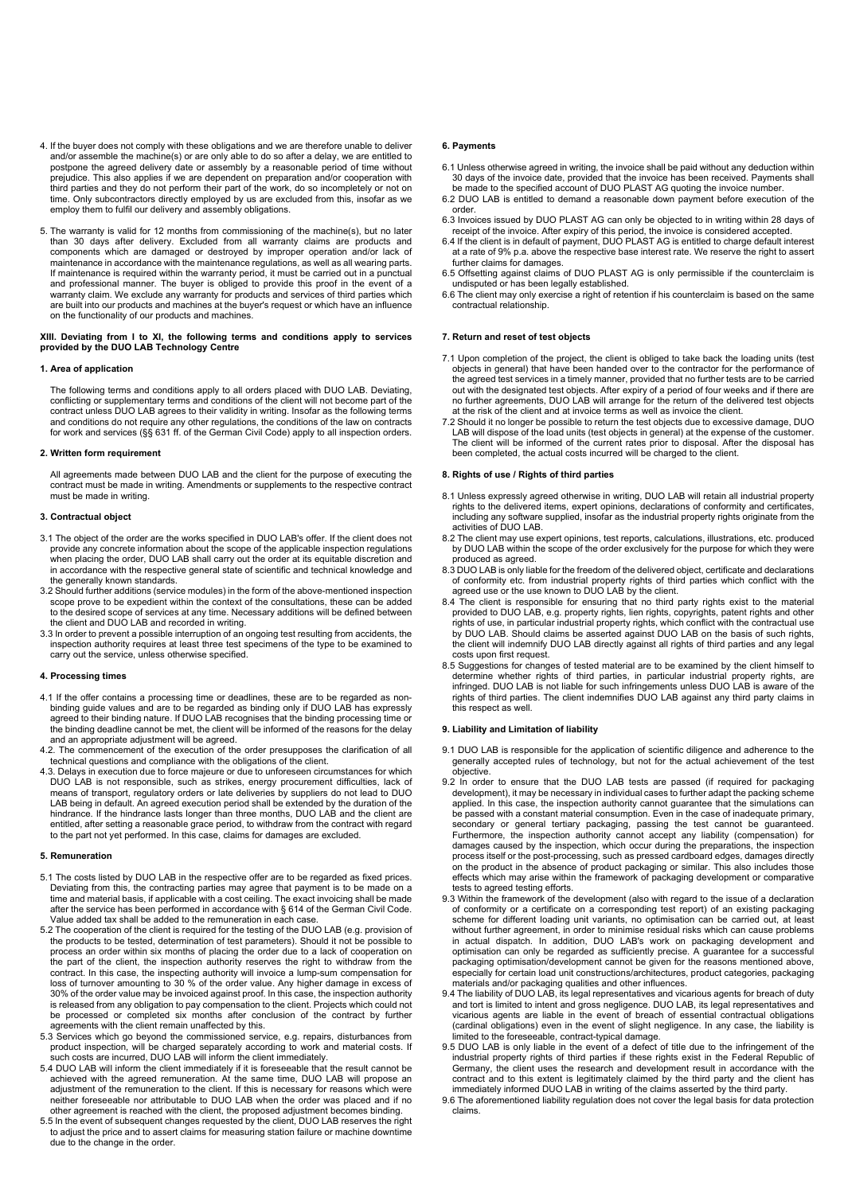4. If the buyer does not comply with these obligations and we are therefore unable to deliver and/or assemble the machine(s) or are only able to do so after a delay, we are entitled to postpone the agreed delivery date or assembly by a reasonable period of time without prejudice. This also applies if we are dependent on preparation and/or cooperation with third parties and they do not perform their part of the work, do so incompletely or not on time. Only subcontractors directly employed by us are excluded from this, insofar as we employ them to fulfil our delivery and assembly obligations.

5. The warranty is valid for 12 months from commissioning of the machine(s), but no later than 30 days after delivery. Excluded from all warranty claims are products and components which are damaged or destroyed by improper operation and/or lack of maintenance in accordance with the maintenance regulations, as well as all wearing parts. If maintenance is required within the warranty period, it must be carried out in a punctual and professional manner. The buyer is obliged to provide this proof in the event of a warranty claim. We exclude any warranty for products and services of third parties which are built into our products and machines at the buyer's request or which have an influence on the functionality of our products and machines.

## XIII. Deviating from I to XI, the following terms and conditions apply to services provided by the DUO LAB Technology Centre

### 1. Area of application

The following terms and conditions apply to all orders placed with DUO LAB. Deviating, conflicting or supplementary terms and conditions of the client will not become part of the contract unless DUO LAB agrees to their validity in writing. Insofar as the following terms and conditions do not require any other regulations, the conditions of the law on contracts for work and services (§§ 631 ff. of the German Civil Code) apply to all inspection orders.

### 2. Written form requirement

All agreements made between DUO LAB and the client for the purpose of executing the contract must be made in writing. Amendments or supplements to the respective contract must be made in writing.

### 3. Contractual object

3.1 The object of the order are the works specified in DUO LAB's offer. If the client does not provide any concrete information about the scope of the applicable inspection regulations when placing the order, DUO LAB shall carry out the order at its equitable discretion and in accordance with the respective general state of scientific and technical knowledge and the generally known standards.

3.2 Should further additions (service modules) in the form of the above-mentioned inspection scope prove to be expedient within the context of the consultations, these can be added to the desired scope of services at any time. Necessary additions will be defined between the client and DUO LAB and recorded in writing.

3.3 In order to prevent a possible interruption of an ongoing test resulting from accidents, the inspection authority requires at least three test specimens of the type to be examined to carry out the service, unless otherwise specified.

### 4. Processing times

4.1 If the offer contains a processing time or deadlines, these are to be regarded as non-binding guide values and are to be regarded as binding only if DUO LAB has expressly agreed to their binding nature. If DUO LAB recognises that the binding processing time or the binding deadline cannot be met, the client will be informed of the reasons for the delay and an appropriate adjustment will be agreed.

4.2. The commencement of the execution of the order presupposes the clarification of all technical questions and compliance with the obligations of the client.

4.3. Delays in execution due to force majeure or due to unforeseen circumstances for which DUO LAB is not responsible, such as strikes, energy procurement difficulties, lack of means of transport, regulatory orders or late deliveries by suppliers do not lead to DUO LAB being in default. An agreed execution period shall be extended by the duration of the hindrance. If the hindrance lasts longer than three months, DUO LAB and the client are entitled, after setting a reasonable grace period, to withdraw from the contract with regard to the part not yet performed. In this case, claims for damages are excluded.

### 5. Remuneration

5.1 The costs listed by DUO LAB in the respective offer are to be regarded as fixed prices. Deviating from this, the contracting parties may agree that payment is to be made on a time and material basis, if applicable with a cost ceiling. The exact invoicing shall be made after the service has been performed in accordance with § 614 of the German Civil Code. Value added tax shall be added to the remuneration in each case.

5.2 The cooperation of the client is required for the testing of the DUO LAB (e.g. provision of the products to be tested, determination of test parameters). Should it not be possible to process an order within six months of placing the order due to a lack of cooperation on the part of the client, the inspection authority reserves the right to withdraw from the contract. In this case, the inspecting authority will invoice a lump-sum compensation for loss of turnover amounting to 30 % of the order value. Any higher damage in excess of 30% of the order value may be invoiced against proof. In this case, the inspection authority is released from any obligation to pay compensation to the client. Projects which could not be processed or completed six months after conclusion of the contract by further agreements with the client remain unaffected by this.

5.3 Services which go beyond the commissioned service, e.g. repairs, disturbances from product inspection, will be charged separately according to work and material costs. If such costs are incurred, DUO LAB will inform the client immediately.

5.4 DUO LAB will inform the client immediately if it is foreseeable that the result cannot be achieved with the agreed remuneration. At the same time, DUO LAB will propose an adjustment of the remuneration to the client. If this is necessary for reasons which were neither foreseeable nor attributable to DUO LAB when the order was placed and if no other agreement is reached with the client, the proposed adjustment becomes binding.

5.5 In the event of subsequent changes requested by the client, DUO LAB reserves the right to adjust the price and to assert claims for measuring station failure or machine downtime due to the change in the order.

### 6. Payments

6.1 Unless otherwise agreed in writing, the invoice shall be paid without any deduction within 30 days of the invoice date, provided that the invoice has been received. Payments shall be made to the specified account of DUO PLAST AG quoting the invoice number.

6.2 DUO LAB is entitled to demand a reasonable down payment before execution of the order.

6.3 Invoices issued by DUO PLAST AG can only be objected to in writing within 28 days of receipt of the invoice. After expiry of this period, the invoice is considered accepted.

6.4 If the client is in default of payment, DUO PLAST AG is entitled to charge default interest at a rate of 9% p.a. above the respective base interest rate. We reserve the right to assert further claims for damages.

6.5 Offsetting against claims of DUO PLAST AG is only permissible if the counterclaim is undisputed or has been legally established.

6.6 The client may only exercise a right of retention if his counterclaim is based on the same contractual relationship.

### 7. Return and reset of test objects

7.1 Upon completion of the project, the client is obliged to take back the loading units (test objects in general) that have been handed over to the contractor for the performance of the agreed test services in a timely manner, provided that no further tests are to be carried out with the designated test objects. After expiry of a period of four weeks and if there are no further agreements, DUO LAB will arrange for the return of the delivered test objects at the risk of the client and at invoice terms as well as invoice the client.

7.2 Should it no longer be possible to return the test objects due to excessive damage, DUO LAB will dispose of the load units (test objects in general) at the expense of the customer. The client will be informed of the current rates prior to disposal. After the disposal has been completed, the actual costs incurred will be charged to the client.

### 8. Rights of use / Rights of third parties

8.1 Unless expressly agreed otherwise in writing, DUO LAB will retain all industrial property rights to the delivered items, expert opinions, declarations of conformity and certificates, including any software supplied, insofar as the industrial property rights originate from the activities of DUO LAB.

8.2 The client may use expert opinions, test reports, calculations, illustrations, etc. produced by DUO LAB within the scope of the order exclusively for the purpose for which they were produced as agreed.

8.3 DUO LAB is only liable for the freedom of the delivered object, certificate and declarations of conformity etc. from industrial property rights of third parties which conflict with the agreed use or the use known to DUO LAB by the client.

8.4 The client is responsible for ensuring that no third party rights exist to the material provided to DUO LAB, e.g. property rights, lien rights, copyrights, patent rights and other rights of use, in particular industrial property rights, which conflict with the contractual use by DUO LAB. Should claims be asserted against DUO LAB on the basis of such rights, the client will indemnify DUO LAB directly against all rights of third parties and any legal costs upon first request.

8.5 Suggestions for changes of tested material are to be examined by the client himself to determine whether rights of third parties, in particular industrial property rights, are infringed. DUO LAB is not liable for such infringements unless DUO LAB is aware of the rights of third parties. The client indemnifies DUO LAB against any third party claims in this respect as well.

### 9. Liability and Limitation of liability

9.1 DUO LAB is responsible for the application of scientific diligence and adherence to the generally accepted rules of technology, but not for the actual achievement of the test objective.

9.2 In order to ensure that the DUO LAB tests are passed (if required for packaging development), it may be necessary in individual cases to further adapt the packing scheme applied. In this case, the inspection authority cannot guarantee that the simulations can be passed with a constant material consumption. Even in the case of inadequate primary, secondary or general tertiary packaging, passing the test cannot be guaranteed. Furthermore, the inspection authority cannot accept any liability (compensation) for damages caused by the inspection, which occur during the preparations, the inspection process itself or the post-processing, such as pressed cardboard edges, damages directly on the product in the absence of product packaging or similar. This also includes those effects which may arise within the framework of packaging development or comparative tests to agreed testing efforts.

9.3 Within the framework of the development (also with regard to the issue of a declaration of conformity or a certificate on a corresponding test report) of an existing packaging scheme for different loading unit variants, no optimisation can be carried out, at least without further agreement, in order to minimise residual risks which can cause problems in actual dispatch. In addition, DUO LAB's work on packaging development and optimisation can only be regarded as sufficiently precise. A guarantee for a successful packaging optimisation/development cannot be given for the reasons mentioned above, especially for certain load unit constructions/architectures, product categories, packaging materials and/or packaging qualities and other influences.

9.4 The liability of DUO LAB, its legal representatives and vicarious agents for breach of duty and tort is limited to intent and gross negligence. DUO LAB, its legal representatives and vicarious agents are liable in the event of breach of essential contractual obligations (cardinal obligations) even in the event of slight negligence. In any case, the liability is limited to the foreseeable, contract-typical damage.

9.5 DUO LAB is only liable in the event of a defect of title due to the infringement of the industrial property rights of third parties if these rights exist in the Federal Republic of Germany, the client uses the research and development result in accordance with the contract and to this extent is legitimately claimed by the third party and the client has immediately informed DUO LAB in writing of the claims asserted by the third party.

9.6 The aforementioned liability regulation does not cover the legal basis for data protection claims.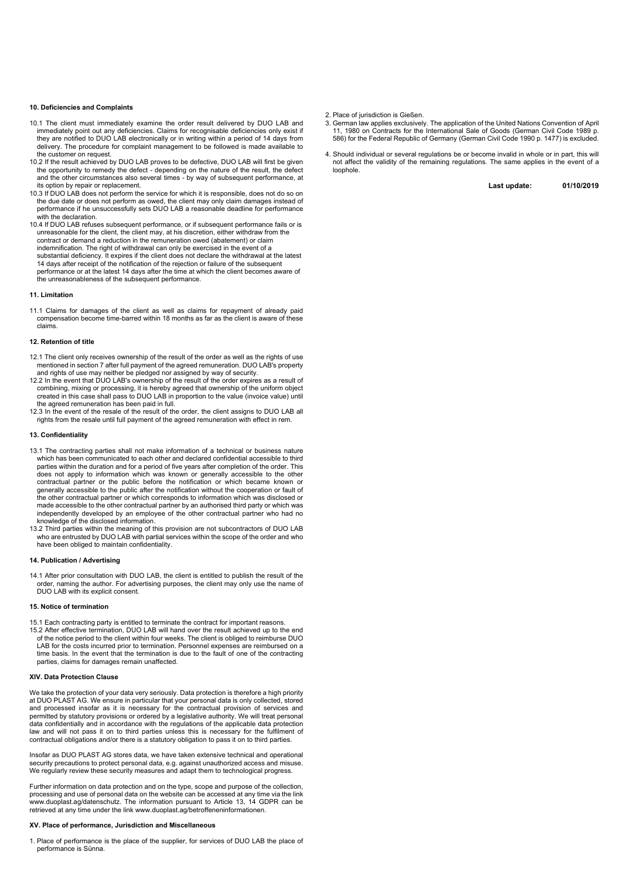#### 10. Deficiencies and Complaints

10.1 The client must immediately examine the order result delivered by DUO LAB and immediately point out any deficiencies. Claims for recognisable deficiencies only exist if they are notified to DUO LAB electronically or in writing within a period of 14 days from delivery. The procedure for complaint management to be followed is made available to the customer on request.

10.2 If the result achieved by DUO LAB proves to be defective, DUO LAB will first be given the opportunity to remedy the defect - depending on the nature of the result, the defect and the other circumstances also several times - by way of subsequent performance, at its option by repair or replacement.

10.3 If DUO LAB does not perform the service for which it is responsible, does not do so on the due date or does not perform as owed, the client may only claim damages instead of performance if he unsuccessfully sets DUO LAB a reasonable deadline for performance with the declaration.

10.4 If DUO LAB refuses subsequent performance, or if subsequent performance fails or is unreasonable for the client, the client may, at his discretion, either withdraw from the contract or demand a reduction in the remuneration owed (abatement) or claim indemnification. The right of withdrawal can only be exercised in the event of a substantial deficiency. It expires if the client does not declare the withdrawal at the latest 14 days after receipt of the notification of the rejection or failure of the subsequent performance or at the latest 14 days after the time at which the client becomes aware of the unreasonableness of the subsequent performance.

#### 11. Limitation

11.1 Claims for damages of the client as well as claims for repayment of already paid compensation become time-barred within 18 months as far as the client is aware of these claims.

#### 12. Retention of title

12.1 The client only receives ownership of the result of the order as well as the rights of use mentioned in section 7 after full payment of the agreed remuneration. DUO LAB's property and rights of use may neither be pledged nor assigned by way of security.

12.2 In the event that DUO LAB's ownership of the result of the order expires as a result of combining, mixing or processing, it is hereby agreed that ownership of the uniform object created in this case shall pass to DUO LAB in proportion to the value (invoice value) until the agreed remuneration has been paid in full.

12.3 In the event of the resale of the result of the order, the client assigns to DUO LAB all rights from the resale until full payment of the agreed remuneration with effect in rem.

#### 13. Confidentiality

13.1 The contracting parties shall not make information of a technical or business nature which has been communicated to each other and declared confidential accessible to third parties within the duration and for a period of five years after completion of the order. This does not apply to information which was known or generally accessible to the other contractual partner or the public before the notification or which became known or generally accessible to the public after the notification without the cooperation or fault of the other contractual partner or which corresponds to information which was disclosed or made accessible to the other contractual partner by an authorised third party or which was independently developed by an employee of the other contractual partner who had no knowledge of the disclosed information.

13.2 Third parties within the meaning of this provision are not subcontractors of DUO LAB who are entrusted by DUO LAB with partial services within the scope of the order and who have been obliged to maintain confidentiality.

#### 14. Publication / Advertising

14.1 After prior consultation with DUO LAB, the client is entitled to publish the result of the order, naming the author. For advertising purposes, the client may only use the name of DUO LAB with its explicit consent.

#### 15. Notice of termination

15.1 Each contracting party is entitled to terminate the contract for important reasons.

15.2 After effective termination, DUO LAB will hand over the result achieved up to the end of the notice period to the client within four weeks. The client is obliged to reimburse DUO LAB for the costs incurred prior to termination. Personnel expenses are reimbursed on a time basis. In the event that the termination is due to the fault of one of the contracting parties, claims for damages remain unaffected.

#### XIV. Data Protection Clause

We take the protection of your data very seriously. Data protection is therefore a high priority at DUO PLAST AG. We ensure in particular that your personal data is only collected, stored and processed insofar as it is necessary for the contractual provision of services and permitted by statutory provisions or ordered by a legislative authority. We will treat personal data confidentially and in accordance with the regulations of the applicable data protection law and will not pass it on to third parties unless this is necessary for the fulfilment of contractual obligations and/or there is a statutory obligation to pass it on to third parties.

Insofar as DUO PLAST AG stores data, we have taken extensive technical and operational security precautions to protect personal data, e.g. against unauthorized access and misuse. We regularly review these security measures and adapt them to technological progress.

Further information on data protection and on the type, scope and purpose of the collection, processing and use of personal data on the website can be accessed at any time via the link www.duoplast.ag/datenschutz. The information pursuant to Article 13, 14 GDPR can be retrieved at any time under the link www.duoplast.ag/betroffeneninformationen.

#### XV. Place of performance, Jurisdiction and Miscellaneous

1. Place of performance is the place of the supplier, for services of DUO LAB the place of performance is Sünna.
2. Place of jurisdiction is Gießen.
3. German law applies exclusively. The application of the United Nations Convention of April 11, 1980 on Contracts for the International Sale of Goods (German Civil Code 1989 p. 586) for the Federal Republic of Germany (German Civil Code 1990 p. 1477) is excluded.
4. Should individual or several regulations be or become invalid in whole or in part, this will not affect the validity of the remaining regulations. The same applies in the event of a loophole.

**Last update: 01/10/2019**